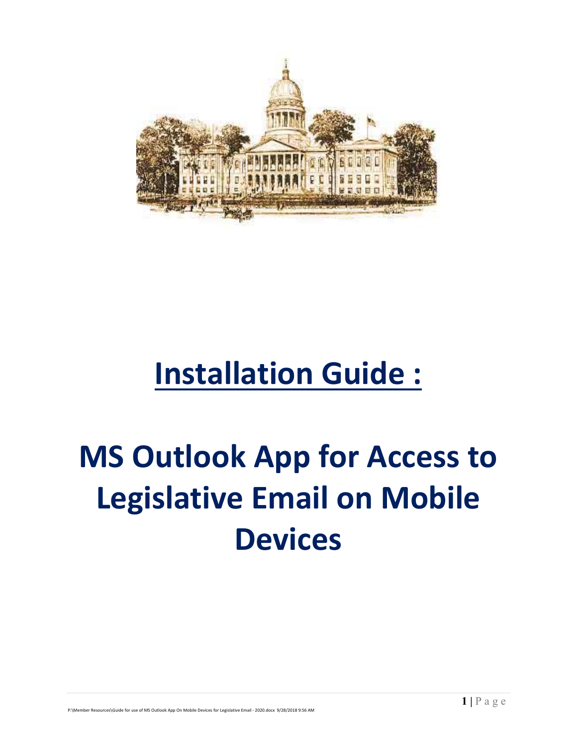# Installation Guide :

# MS Outlook App for Access to Legislative Email on Mobile Devices

P:\Member Resources\Guide for use of MS Outlook App On Mobile Devices for Legislative Email - 2020.docx 9/28/2018 9:56 AM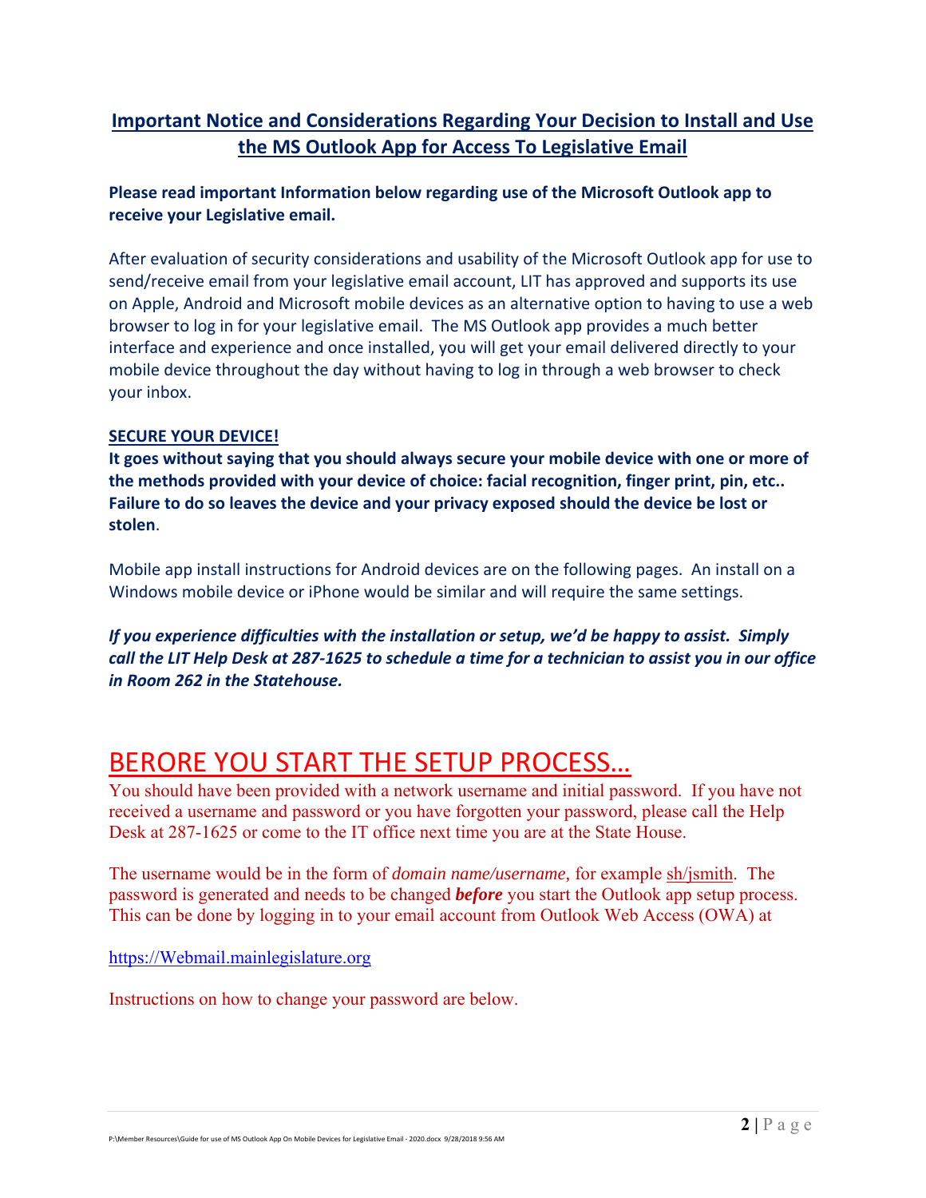## **Important Notice and Considerations Regarding Your Decision to Install and Use the MS Outlook App for Access To Legislative Email**

**Please read important Information below regarding use of the Microsoft Outlook app to receive your Legislative email.**

After evaluation of security considerations and usability of the Microsoft Outlook app for use to send/receive email from your legislative email account, LIT has approved and supports its use on Apple, Android and Microsoft mobile devices as an alternative option to having to use a web browser to log in for your legislative email. The MS Outlook app provides a much better interface and experience and once installed, you will get your email delivered directly to your mobile device throughout the day without having to log in through a web browser to check your inbox.

**SECURE YOUR DEVICE!**

**It goes without saying that you should always secure your mobile device with one or more of the methods provided with your device of choice: facial recognition, finger print, pin, etc.. Failure to do so leaves the device and your privacy exposed should the device be lost or stolen**.

Mobile app install instructions for Android devices are on the following pages. An install on a Windows mobile device or iPhone would be similar and will require the same settings.

***If you experience difficulties with the installation or setup, we'd be happy to assist. Simply call the LIT Help Desk at 287-1625 to schedule a time for a technician to assist you in our office in Room 262 in the Statehouse.***

# BERORE YOU START THE SETUP PROCESS…

You should have been provided with a network username and initial password. If you have not received a username and password or you have forgotten your password, please call the Help Desk at 287-1625 or come to the IT office next time you are at the State House.

The username would be in the form of *domain name/username*, for example sh/jsmith. The password is generated and needs to be changed ***before*** you start the Outlook app setup process. This can be done by logging in to your email account from Outlook Web Access (OWA) at

https://Webmail.mainlegislature.org

Instructions on how to change your password are below.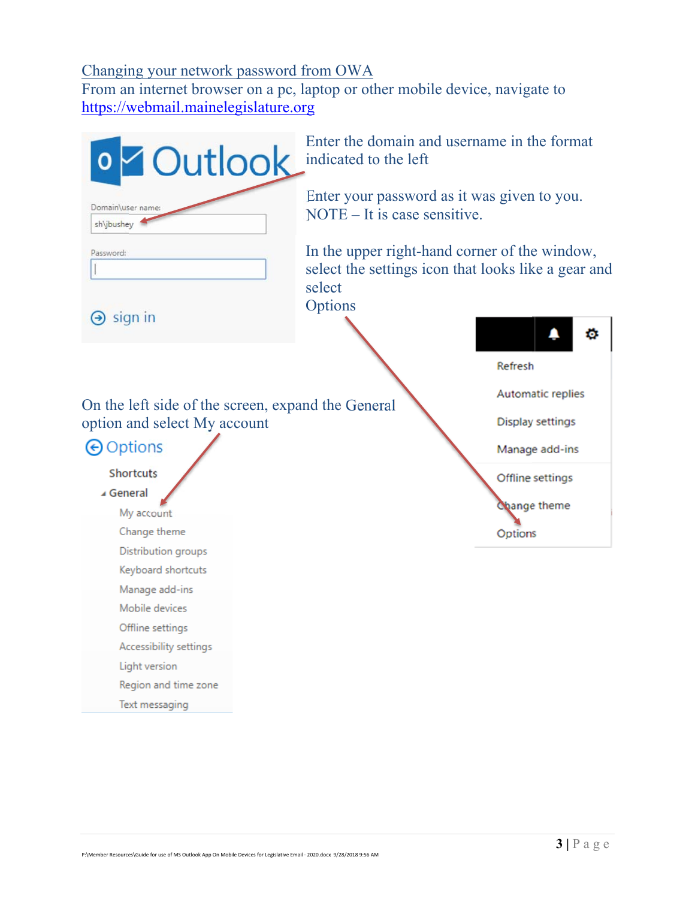## Changing your network password from OWA

From an internet browser on a pc, laptop or other mobile device, navigate to https://webmail.mainelegislature.org

Outlook

Domain\user name:

sh\jbushey

Password:

sign in

Enter the domain and username in the format indicated to the left

Enter your password as it was given to you. NOTE – It is case sensitive.

In the upper right-hand corner of the window, select the settings icon that looks like a gear and select Options

- Refresh
- Automatic replies
- Display settings
- Manage add-ins
- Offline settings
- Change theme
- Options

On the left side of the screen, expand the General option and select My account

Options

- Shortcuts
- General
  - My account
  - Change theme
  - Distribution groups
  - Keyboard shortcuts
  - Manage add-ins
  - Mobile devices
  - Offline settings
  - Accessibility settings
  - Light version
  - Region and time zone
  - Text messaging

P:\Member Resources\Guide for use of MS Outlook App On Mobile Devices for Legislative Email - 2020.docx 9/28/2018 9:56 AM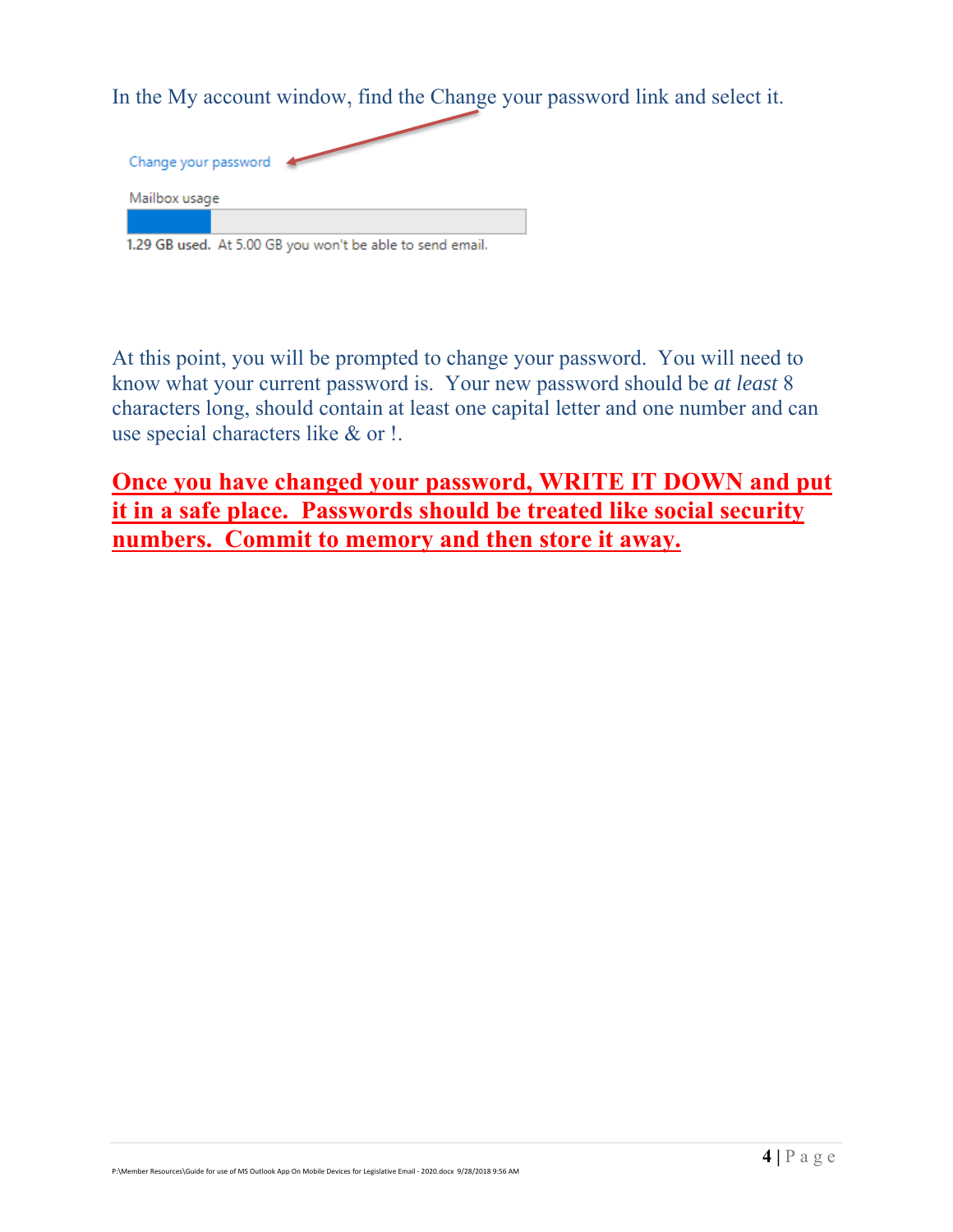In the My account window, find the Change your password link and select it.

Change your password

Mailbox usage

1.29 GB used. At 5.00 GB you won't be able to send email.

At this point, you will be prompted to change your password. You will need to know what your current password is. Your new password should be *at least* 8 characters long, should contain at least one capital letter and one number and can use special characters like & or !.

**Once you have changed your password, WRITE IT DOWN and put it in a safe place. Passwords should be treated like social security numbers. Commit to memory and then store it away.**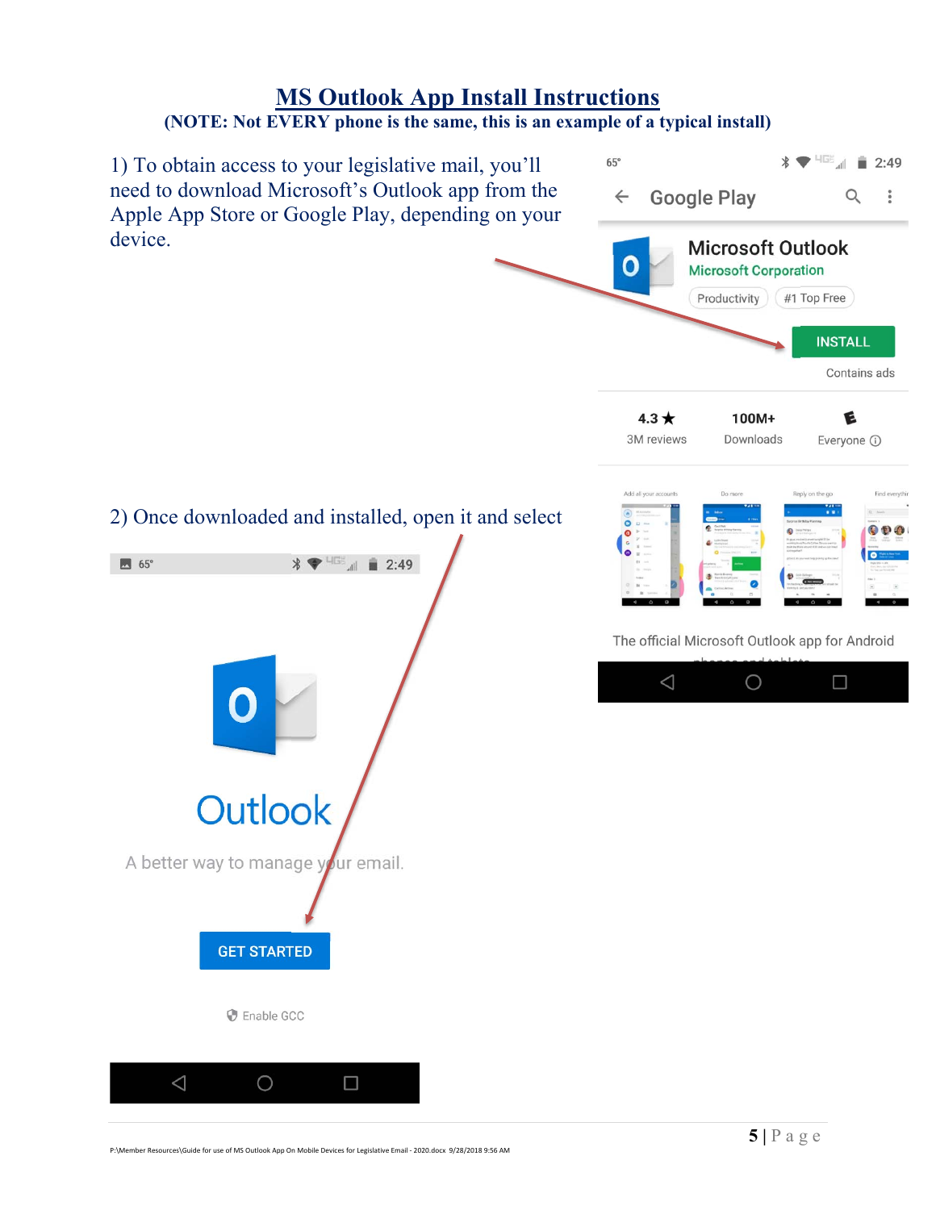# MS Outlook App Install Instructions

**(NOTE: Not EVERY phone is the same, this is an example of a typical install)**

1) To obtain access to your legislative mail, you'll need to download Microsoft's Outlook app from the Apple App Store or Google Play, depending on your device.

2) Once downloaded and installed, open it and select

P:\Member Resources\Guide for use of MS Outlook App On Mobile Devices for Legislative Email - 2020.docx 9/28/2018 9:56 AM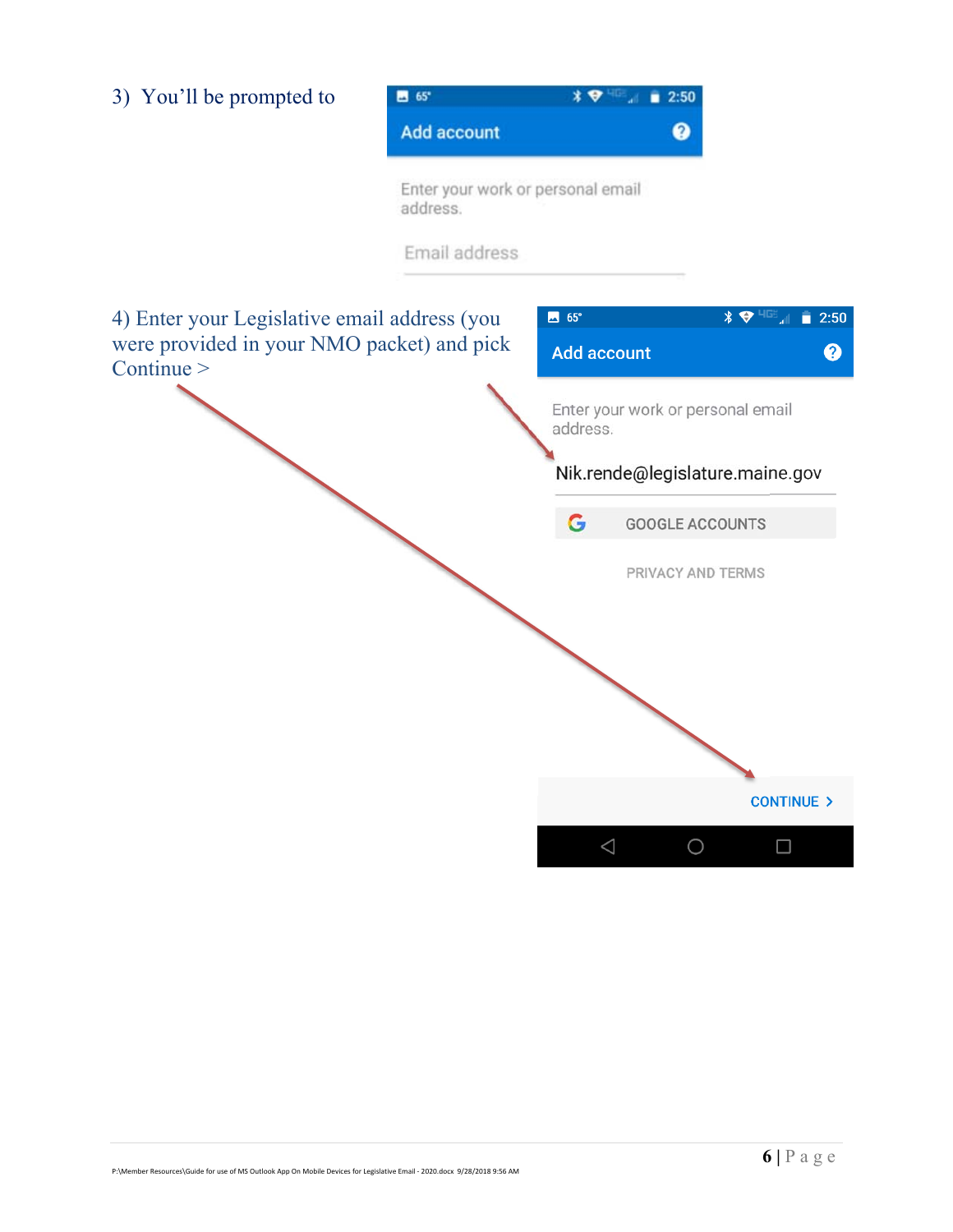3) You'll be prompted to

Add account

Enter your work or personal email address.

Email address

4) Enter your Legislative email address (you were provided in your NMO packet) and pick Continue >

Add account

Enter your work or personal email address.

Nik.rende@legislature.maine.gov

GOOGLE ACCOUNTS

PRIVACY AND TERMS

CONTINUE >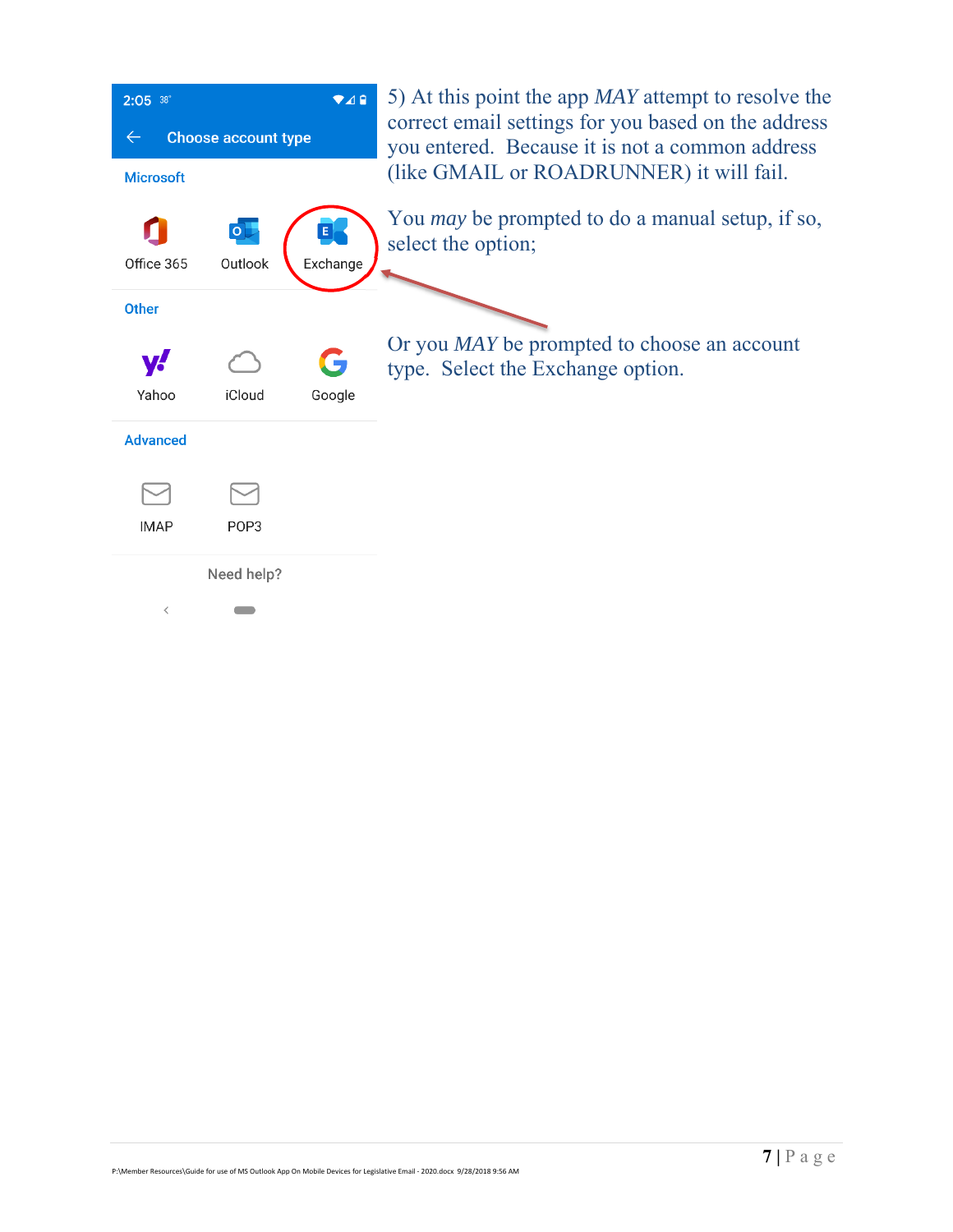5) At this point the app *MAY* attempt to resolve the correct email settings for you based on the address you entered. Because it is not a common address (like GMAIL or ROADRUNNER) it will fail.

You *may* be prompted to do a manual setup, if so, select the option;

Or you *MAY* be prompted to choose an account type. Select the Exchange option.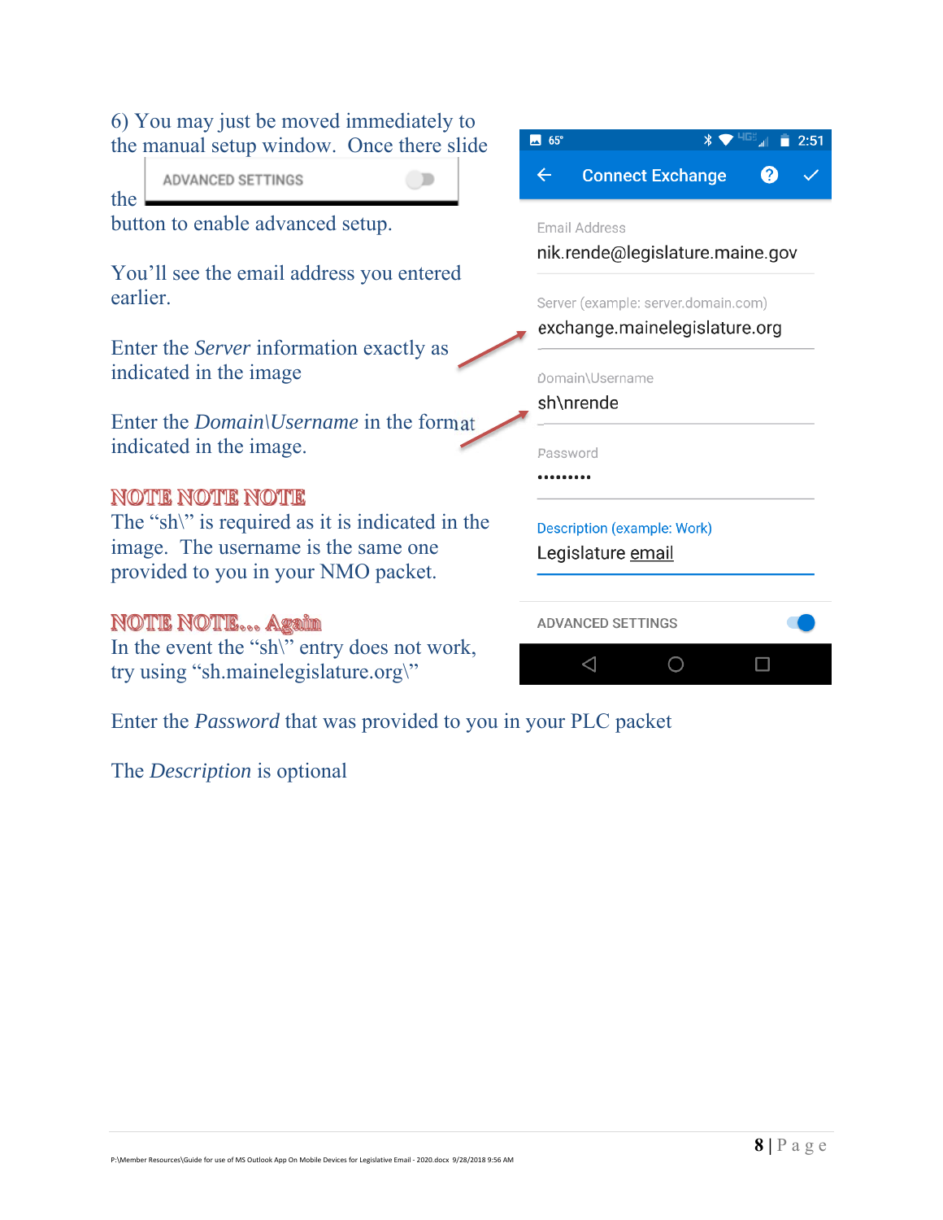6) You may just be moved immediately to the manual setup window. Once there slide the ADVANCED SETTINGS button to enable advanced setup.

You'll see the email address you entered earlier.

Enter the *Server* information exactly as indicated in the image

Enter the *Domain\Username* in the format indicated in the image.

**NOTE NOTE NOTE**

The "sh\" is required as it is indicated in the image. The username is the same one provided to you in your NMO packet.

**NOTE NOTE... Again**

In the event the "sh\" entry does not work, try using "sh.mainelegislature.org\"

Enter the *Password* that was provided to you in your PLC packet

The *Description* is optional

P:\Member Resources\Guide for use of MS Outlook App On Mobile Devices for Legislative Email - 2020.docx 9/28/2018 9:56 AM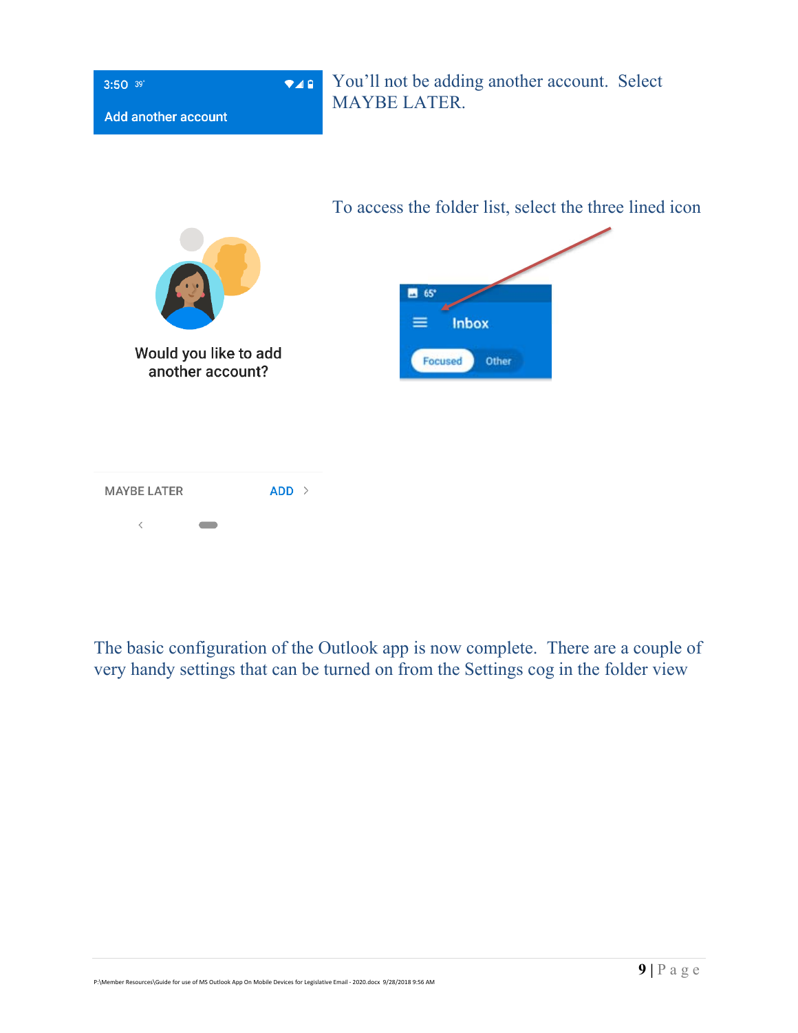You'll not be adding another account. Select MAYBE LATER.

To access the folder list, select the three lined icon

The basic configuration of the Outlook app is now complete. There are a couple of very handy settings that can be turned on from the Settings cog in the folder view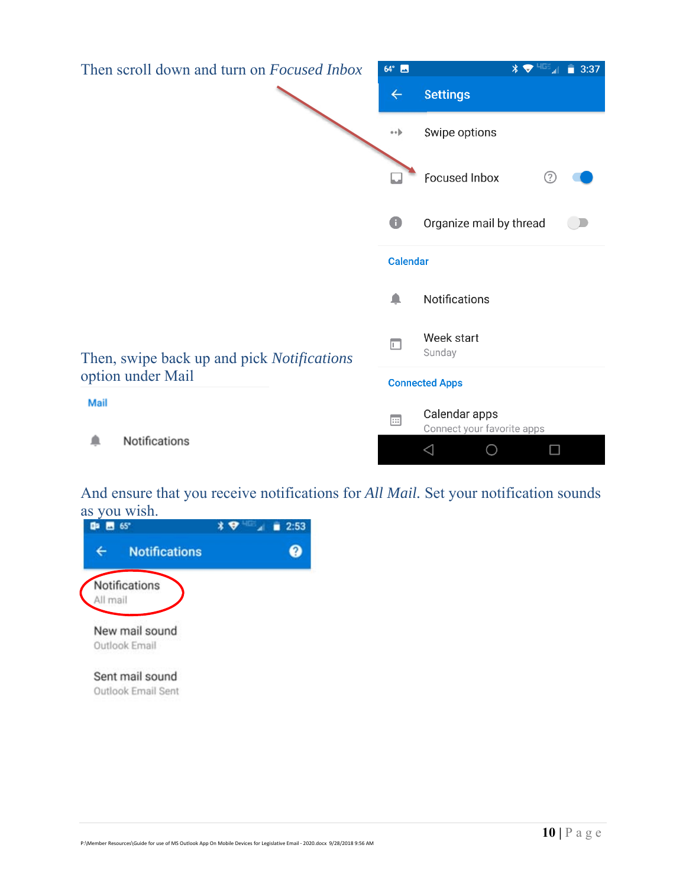Then scroll down and turn on *Focused Inbox*

Settings

Swipe options

Focused Inbox

Organize mail by thread

Calendar

Notifications

Week start
Sunday

Connected Apps

Calendar apps
Connect your favorite apps

Then, swipe back up and pick *Notifications* option under Mail

Mail

Notifications

And ensure that you receive notifications for *All Mail*. Set your notification sounds as you wish.

Notifications

Notifications
All mail

New mail sound
Outlook Email

Sent mail sound
Outlook Email Sent

P:\Member Resources\Guide for use of MS Outlook App On Mobile Devices for Legislative Email - 2020.docx 9/28/2018 9:56 AM